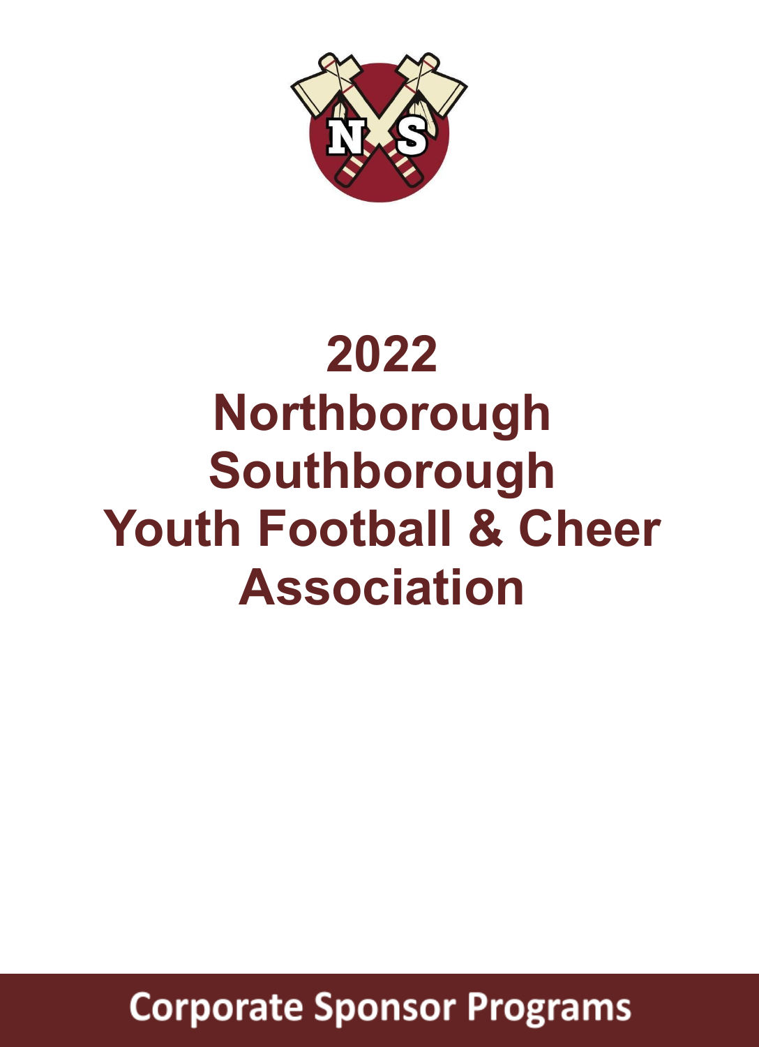# 2022
# Northborough Southborough Youth Football & Cheer Association

## Corporate Sponsor Programs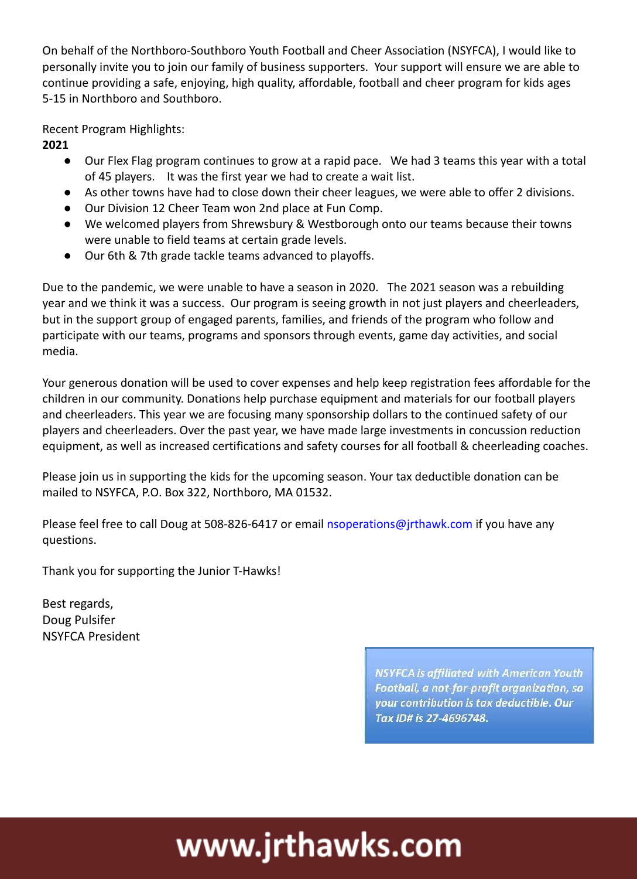On behalf of the Northboro-Southboro Youth Football and Cheer Association (NSYFCA), I would like to personally invite you to join our family of business supporters. Your support will ensure we are able to continue providing a safe, enjoying, high quality, affordable, football and cheer program for kids ages 5-15 in Northboro and Southboro.

Recent Program Highlights:

**2021**

- Our Flex Flag program continues to grow at a rapid pace. We had 3 teams this year with a total of 45 players. It was the first year we had to create a wait list.
- As other towns have had to close down their cheer leagues, we were able to offer 2 divisions.
- Our Division 12 Cheer Team won 2nd place at Fun Comp.
- We welcomed players from Shrewsbury & Westborough onto our teams because their towns were unable to field teams at certain grade levels.
- Our 6th & 7th grade tackle teams advanced to playoffs.

Due to the pandemic, we were unable to have a season in 2020. The 2021 season was a rebuilding year and we think it was a success. Our program is seeing growth in not just players and cheerleaders, but in the support group of engaged parents, families, and friends of the program who follow and participate with our teams, programs and sponsors through events, game day activities, and social media.

Your generous donation will be used to cover expenses and help keep registration fees affordable for the children in our community. Donations help purchase equipment and materials for our football players and cheerleaders. This year we are focusing many sponsorship dollars to the continued safety of our players and cheerleaders. Over the past year, we have made large investments in concussion reduction equipment, as well as increased certifications and safety courses for all football & cheerleading coaches.

Please join us in supporting the kids for the upcoming season. Your tax deductible donation can be mailed to NSYFCA, P.O. Box 322, Northboro, MA 01532.

Please feel free to call Doug at 508-826-6417 or email nsoperations@jrthawk.com if you have any questions.

Thank you for supporting the Junior T-Hawks!

Best regards,
Doug Pulsifer
NSYFCA President

*NSYFCA is affiliated with American Youth Football, a not-for-profit organization, so your contribution is tax deductible. Our Tax ID# is 27-4696748.*

**www.jrthawks.com**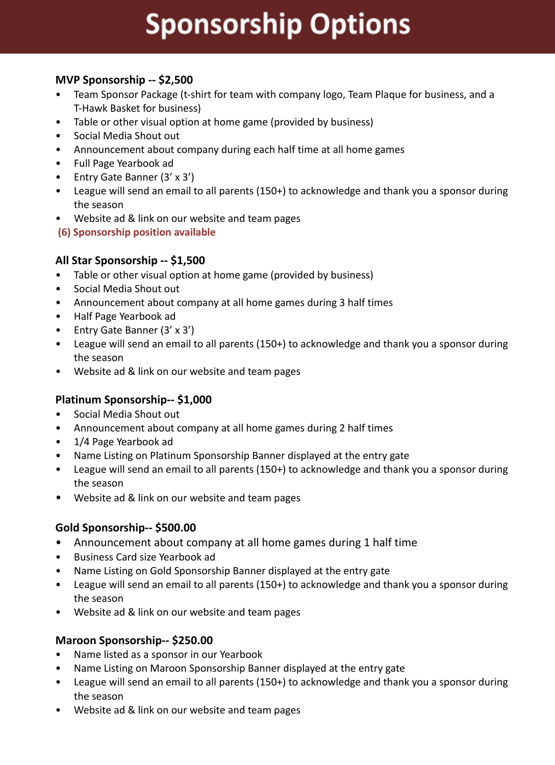# Sponsorship Options

**MVP Sponsorship -- $2,500**

- Team Sponsor Package (t-shirt for team with company logo, Team Plaque for business, and a T-Hawk Basket for business)
- Table or other visual option at home game (provided by business)
- Social Media Shout out
- Announcement about company during each half time at all home games
- Full Page Yearbook ad
- Entry Gate Banner (3' x 3')
- League will send an email to all parents (150+) to acknowledge and thank you a sponsor during the season
- Website ad & link on our website and team pages

**(6) Sponsorship position available**

**All Star Sponsorship -- $1,500**

- Table or other visual option at home game (provided by business)
- Social Media Shout out
- Announcement about company at all home games during 3 half times
- Half Page Yearbook ad
- Entry Gate Banner (3' x 3')
- League will send an email to all parents (150+) to acknowledge and thank you a sponsor during the season
- Website ad & link on our website and team pages

**Platinum Sponsorship-- $1,000**

- Social Media Shout out
- Announcement about company at all home games during 2 half times
- 1/4 Page Yearbook ad
- Name Listing on Platinum Sponsorship Banner displayed at the entry gate
- League will send an email to all parents (150+) to acknowledge and thank you a sponsor during the season
- Website ad & link on our website and team pages

**Gold Sponsorship-- $500.00**

- Announcement about company at all home games during 1 half time
- Business Card size Yearbook ad
- Name Listing on Gold Sponsorship Banner displayed at the entry gate
- League will send an email to all parents (150+) to acknowledge and thank you a sponsor during the season
- Website ad & link on our website and team pages

**Maroon Sponsorship-- $250.00**

- Name listed as a sponsor in our Yearbook
- Name Listing on Maroon Sponsorship Banner displayed at the entry gate
- League will send an email to all parents (150+) to acknowledge and thank you a sponsor during the season
- Website ad & link on our website and team pages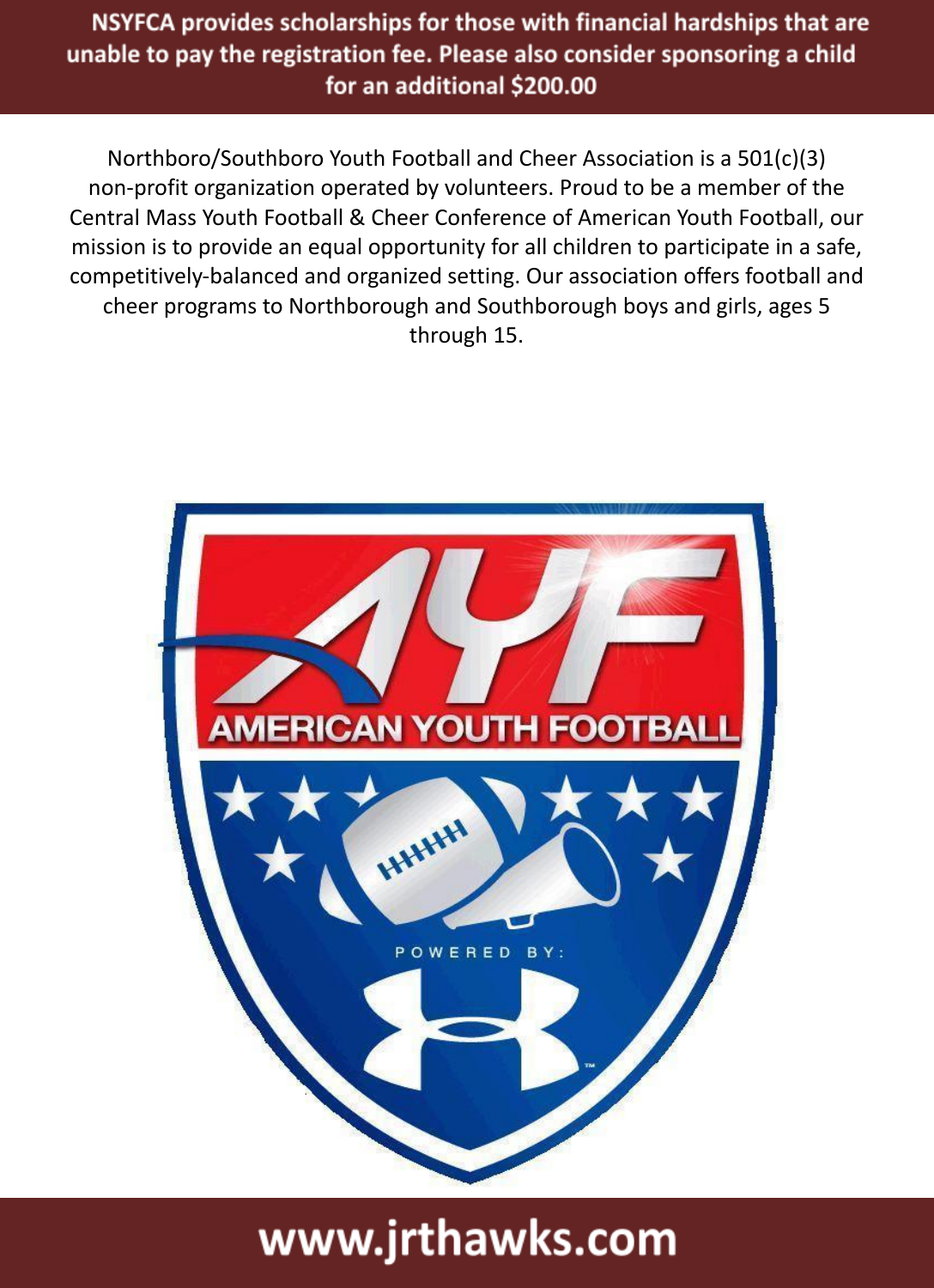**NSYFCA provides scholarships for those with financial hardships that are unable to pay the registration fee. Please also consider sponsoring a child for an additional $200.00**

Northboro/Southboro Youth Football and Cheer Association is a 501(c)(3) non-profit organization operated by volunteers. Proud to be a member of the Central Mass Youth Football & Cheer Conference of American Youth Football, our mission is to provide an equal opportunity for all children to participate in a safe, competitively-balanced and organized setting. Our association offers football and cheer programs to Northborough and Southborough boys and girls, ages 5 through 15.

AYF

AMERICAN YOUTH FOOTBALL

POWERED BY:

**www.jrthawks.com**